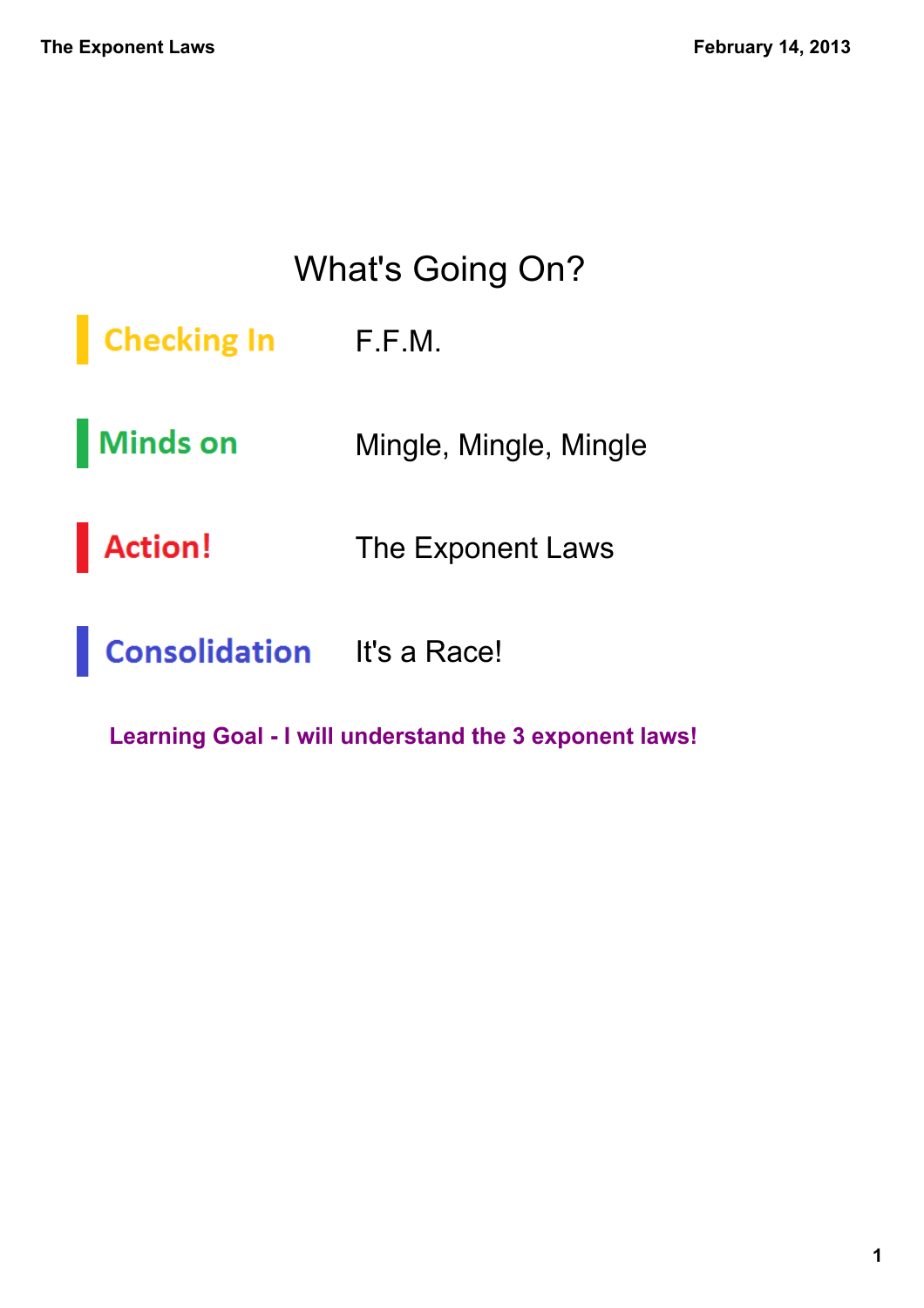# What's Going On?

| | |
|---|---|
| **Checking In** | F.F.M. |
| **Minds on** | Mingle, Mingle, Mingle |
| **Action!** | The Exponent Laws |
| **Consolidation** | It's a Race! |

**Learning Goal - I will understand the 3 exponent laws!**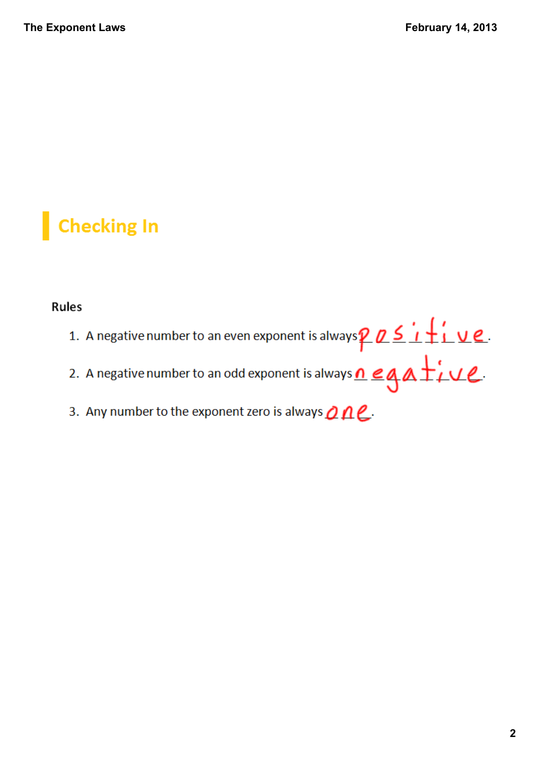## Checking In

### Rules

1. A negative number to an even exponent is always positive.
2. A negative number to an odd exponent is always negative.
3. Any number to the exponent zero is always one.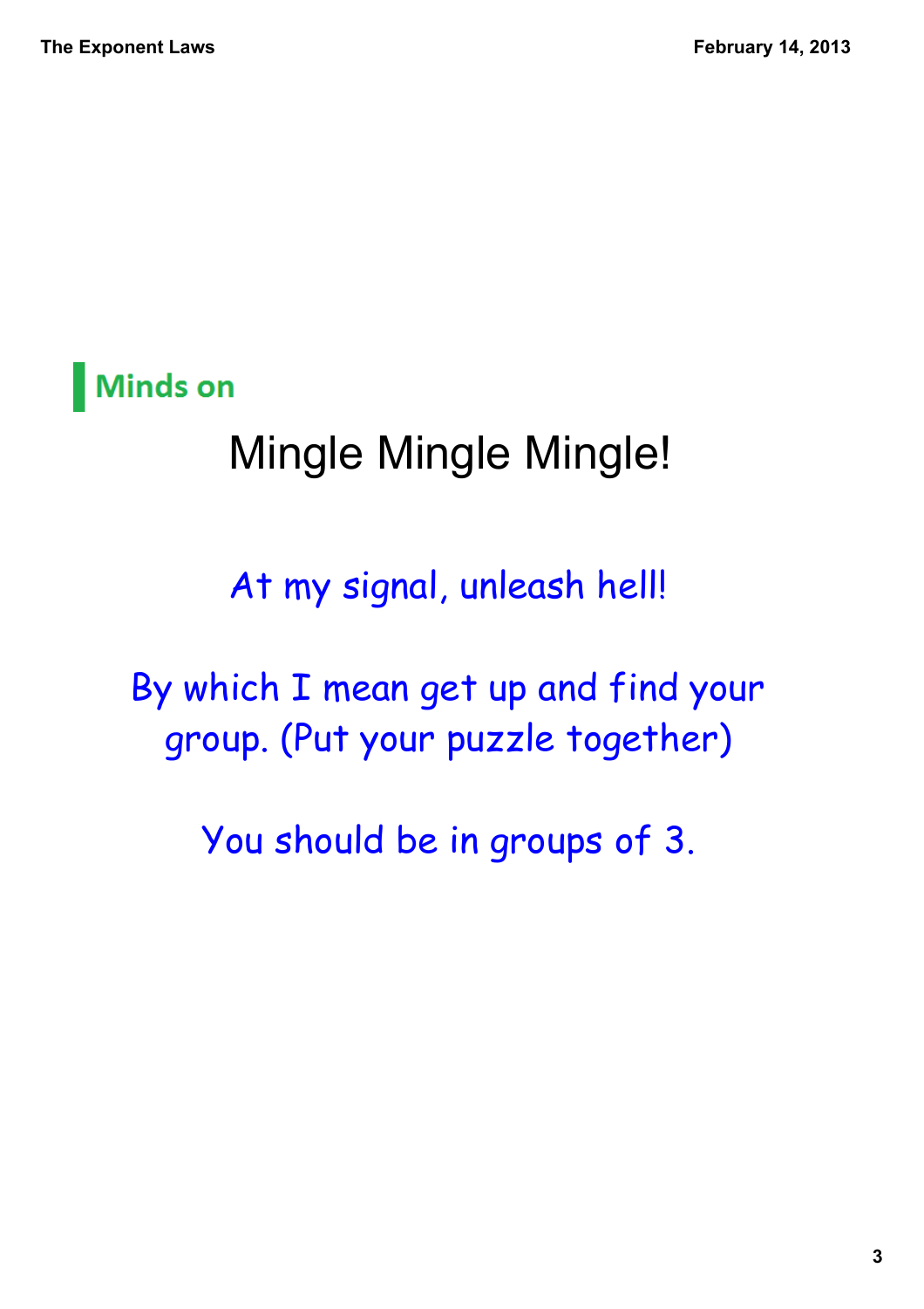## Minds on

# Mingle Mingle Mingle!

At my signal, unleash hell!

By which I mean get up and find your group. (Put your puzzle together)

You should be in groups of 3.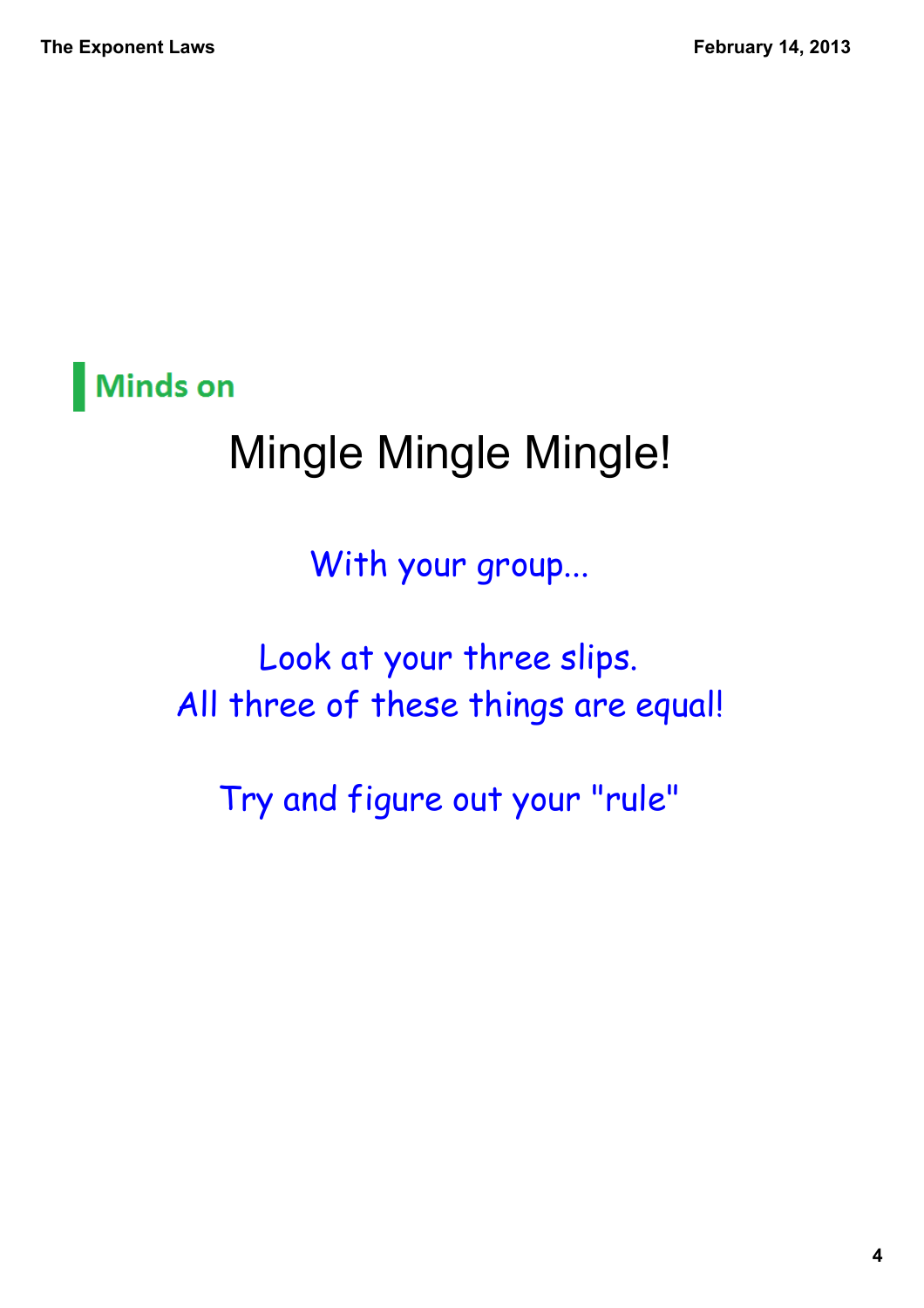## Minds on

# Mingle Mingle Mingle!

With your group...

Look at your three slips.
All three of these things are equal!

Try and figure out your "rule"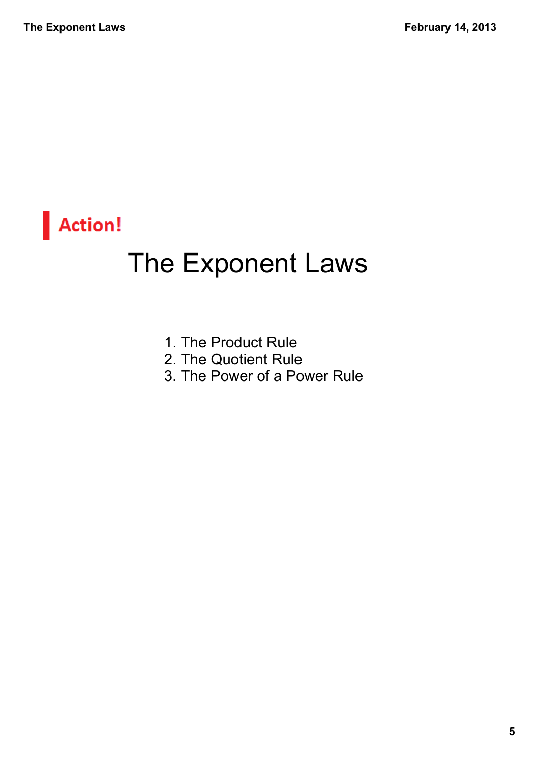**Action!**

# The Exponent Laws

1. The Product Rule
2. The Quotient Rule
3. The Power of a Power Rule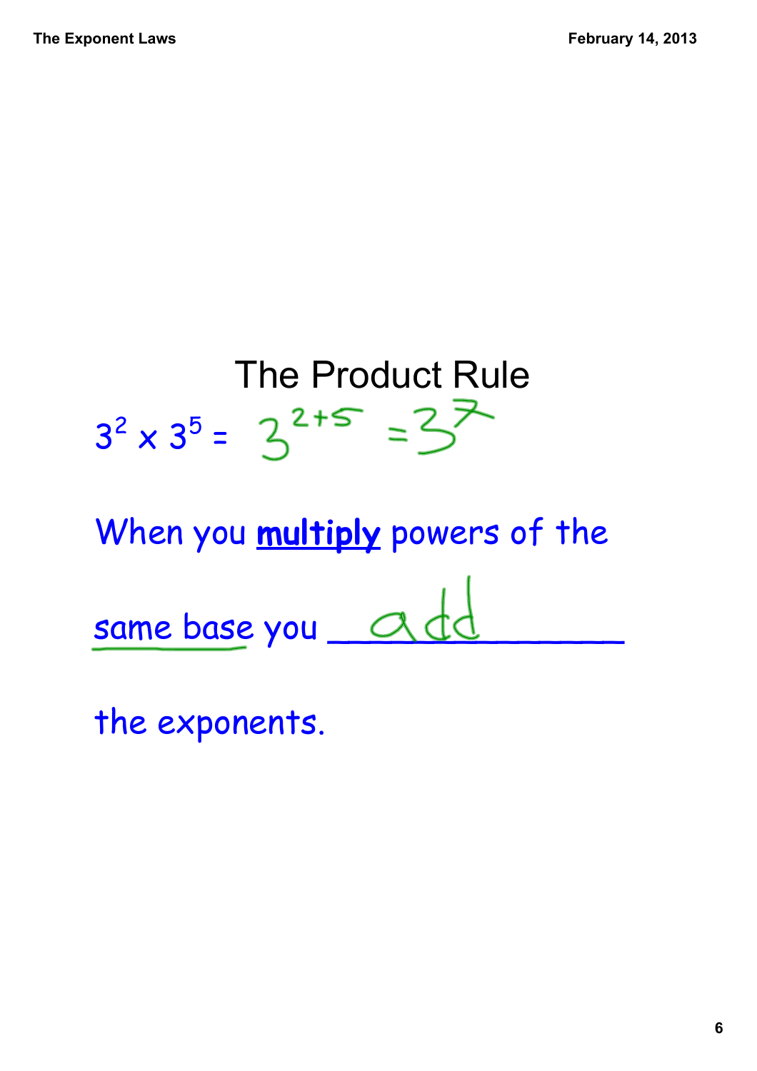# The Product Rule

$3^2 \times 3^5 = 3^{2+5} = 3^7$

When you **multiply** powers of the same base you add the exponents.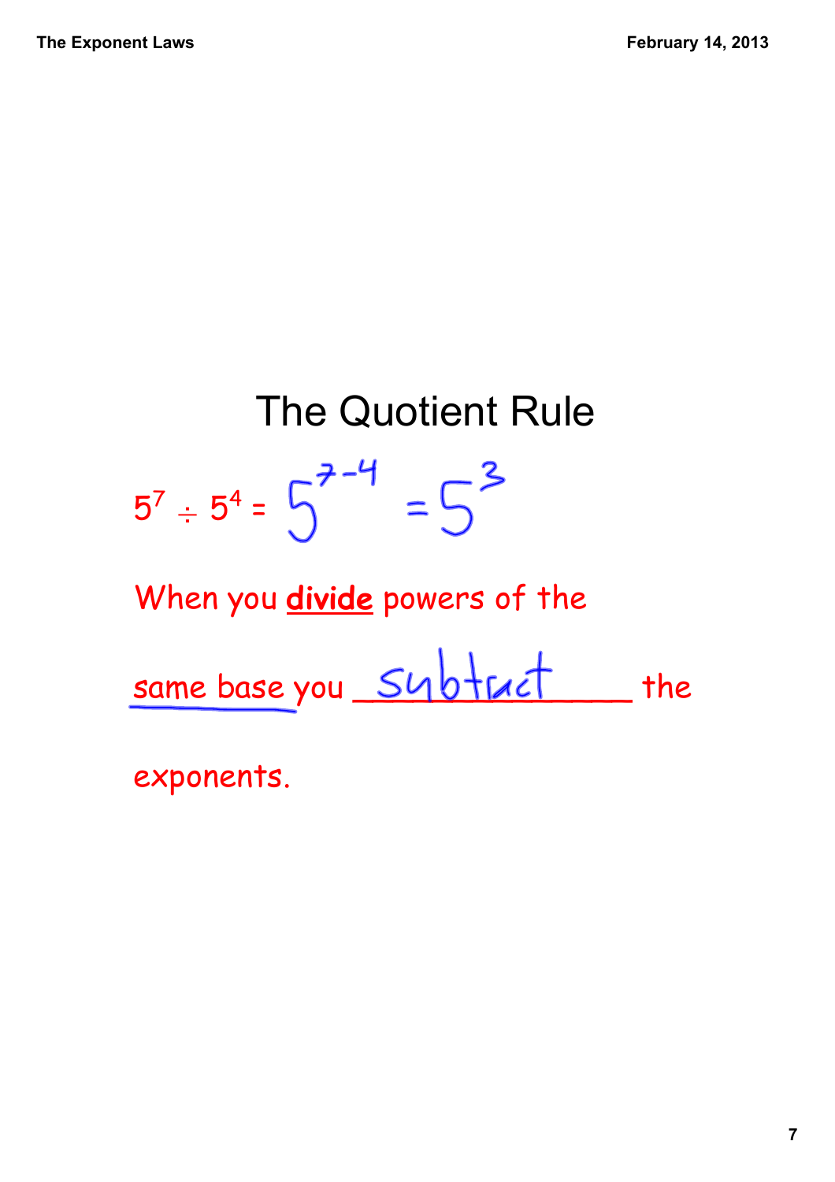# The Quotient Rule

$5^7 \div 5^4 = 5^{7-4} = 5^3$

When you **divide** powers of the same base you subtract the exponents.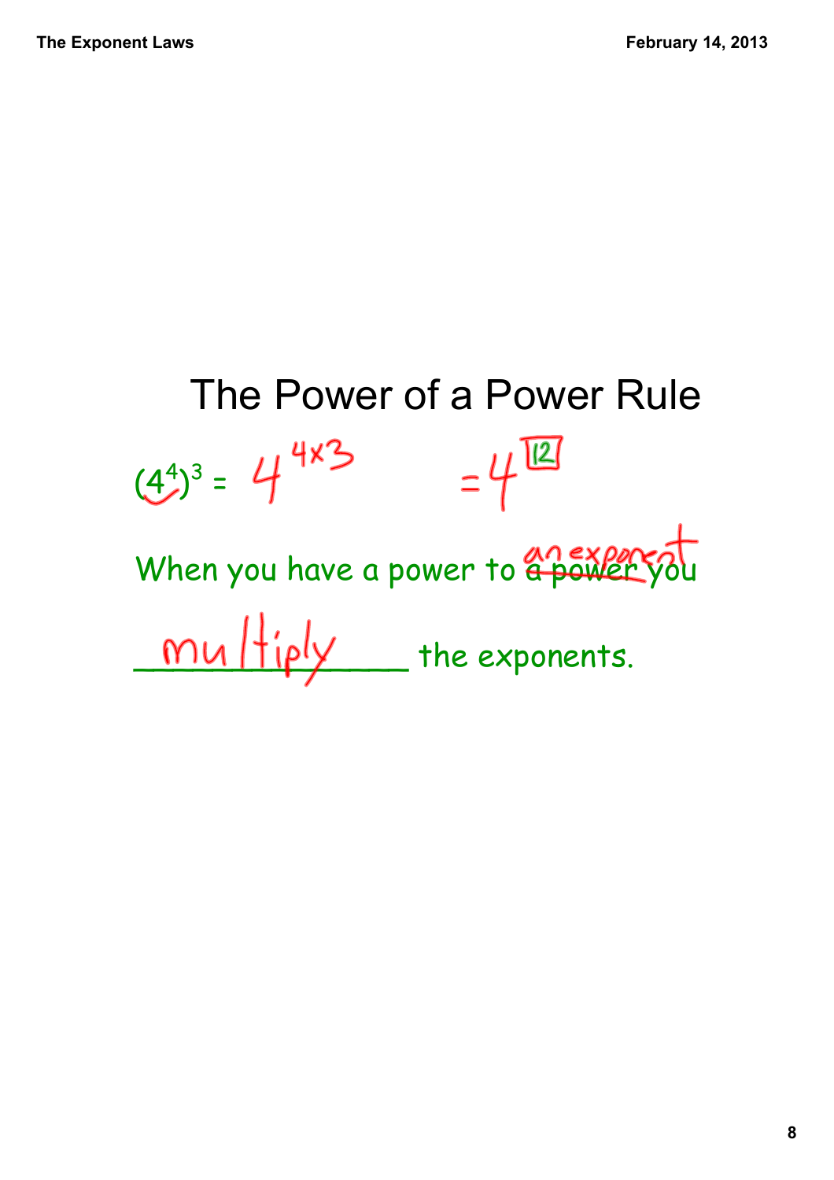## The Power of a Power Rule

$(4^4)^3 = 4^{4\times3} = 4^{12}$

When you have a power to ~~a power~~ an exponent you

multiply the exponents.